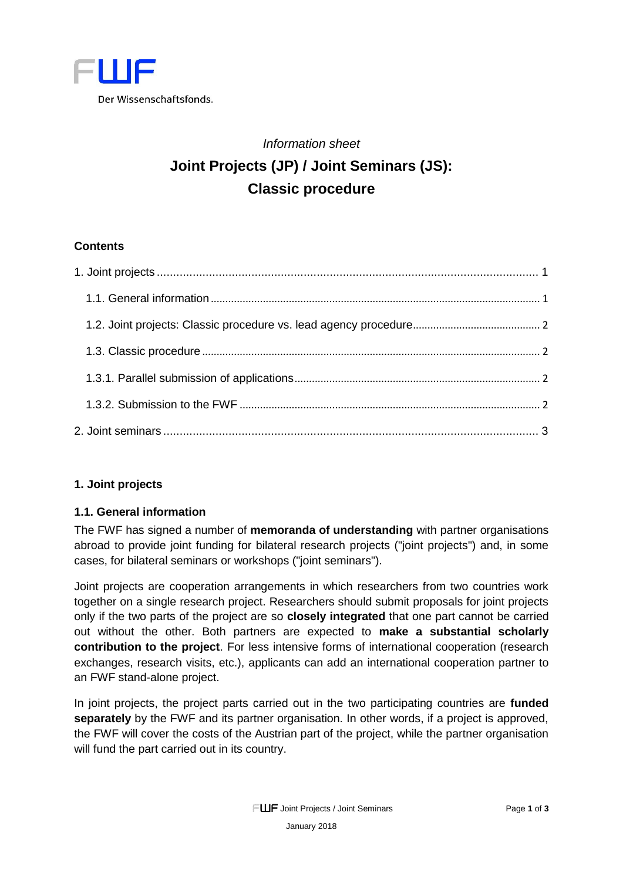FWF

Der Wissenschaftsfonds.

*Information sheet*

# Joint Projects (JP) / Joint Seminars (JS): Classic procedure

**Contents**

1. Joint projects ..... 1
   - 1.1. General information ..... 1
   - 1.2. Joint projects: Classic procedure vs. lead agency procedure ..... 2
   - 1.3. Classic procedure ..... 2
   - 1.3.1. Parallel submission of applications ..... 2
   - 1.3.2. Submission to the FWF ..... 2
2. Joint seminars ..... 3

## 1. Joint projects

### 1.1. General information

The FWF has signed a number of **memoranda of understanding** with partner organisations abroad to provide joint funding for bilateral research projects ("joint projects") and, in some cases, for bilateral seminars or workshops ("joint seminars").

Joint projects are cooperation arrangements in which researchers from two countries work together on a single research project. Researchers should submit proposals for joint projects only if the two parts of the project are so **closely integrated** that one part cannot be carried out without the other. Both partners are expected to **make a substantial scholarly contribution to the project**. For less intensive forms of international cooperation (research exchanges, research visits, etc.), applicants can add an international cooperation partner to an FWF stand-alone project.

In joint projects, the project parts carried out in the two participating countries are **funded separately** by the FWF and its partner organisation. In other words, if a project is approved, the FWF will cover the costs of the Austrian part of the project, while the partner organisation will fund the part carried out in its country.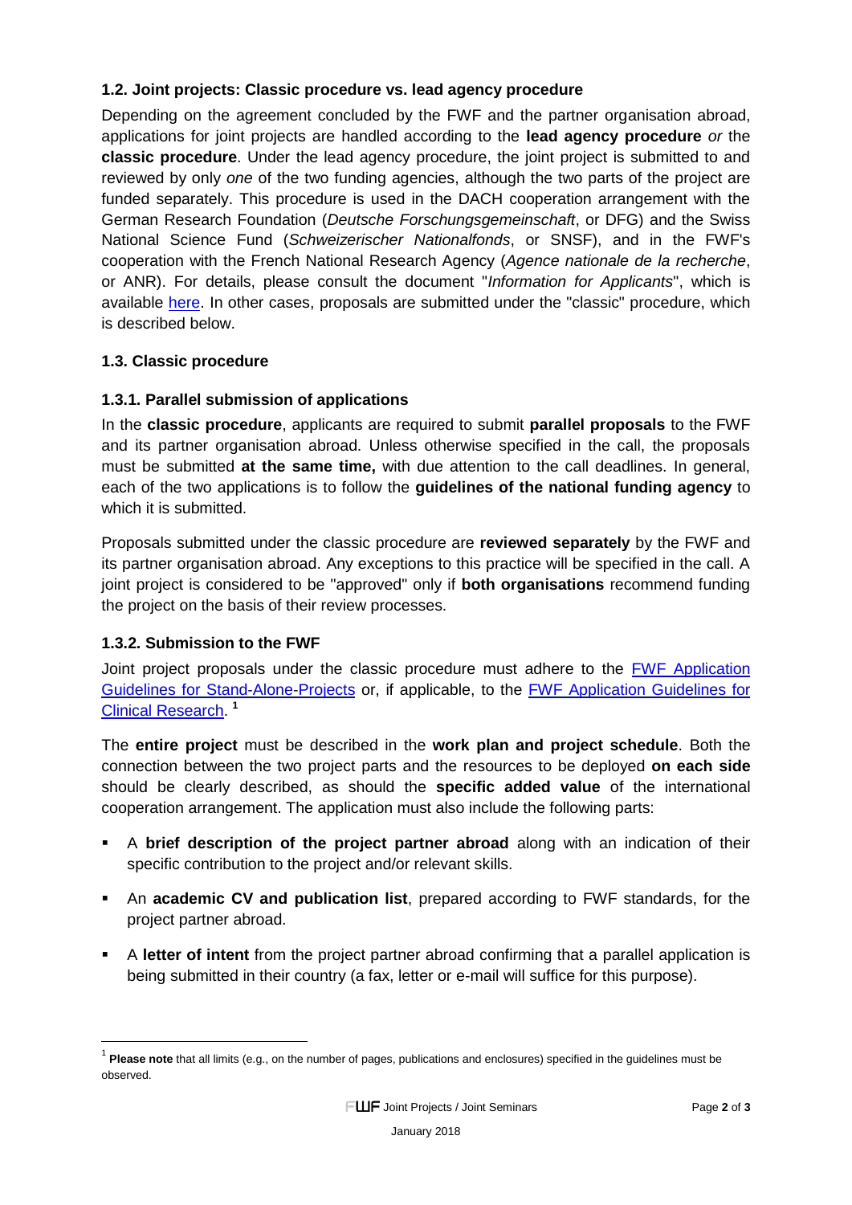### 1.2. Joint projects: Classic procedure vs. lead agency procedure

Depending on the agreement concluded by the FWF and the partner organisation abroad, applications for joint projects are handled according to the **lead agency procedure** *or* the **classic procedure**. Under the lead agency procedure, the joint project is submitted to and reviewed by only *one* of the two funding agencies, although the two parts of the project are funded separately. This procedure is used in the DACH cooperation arrangement with the German Research Foundation (*Deutsche Forschungsgemeinschaft*, or DFG) and the Swiss National Science Fund (*Schweizerischer Nationalfonds*, or SNSF), and in the FWF's cooperation with the French National Research Agency (*Agence nationale de la recherche*, or ANR). For details, please consult the document "*Information for Applicants*", which is available here. In other cases, proposals are submitted under the "classic" procedure, which is described below.

### 1.3. Classic procedure

#### 1.3.1. Parallel submission of applications

In the **classic procedure**, applicants are required to submit **parallel proposals** to the FWF and its partner organisation abroad. Unless otherwise specified in the call, the proposals must be submitted **at the same time,** with due attention to the call deadlines. In general, each of the two applications is to follow the **guidelines of the national funding agency** to which it is submitted.

Proposals submitted under the classic procedure are **reviewed separately** by the FWF and its partner organisation abroad. Any exceptions to this practice will be specified in the call. A joint project is considered to be "approved" only if **both organisations** recommend funding the project on the basis of their review processes.

#### 1.3.2. Submission to the FWF

Joint project proposals under the classic procedure must adhere to the FWF Application Guidelines for Stand-Alone-Projects or, if applicable, to the FWF Application Guidelines for Clinical Research. [1]

The **entire project** must be described in the **work plan and project schedule**. Both the connection between the two project parts and the resources to be deployed **on each side** should be clearly described, as should the **specific added value** of the international cooperation arrangement. The application must also include the following parts:

- A **brief description of the project partner abroad** along with an indication of their specific contribution to the project and/or relevant skills.
- An **academic CV and publication list**, prepared according to FWF standards, for the project partner abroad.
- A **letter of intent** from the project partner abroad confirming that a parallel application is being submitted in their country (a fax, letter or e-mail will suffice for this purpose).

[1] **Please note** that all limits (e.g., on the number of pages, publications and enclosures) specified in the guidelines must be observed.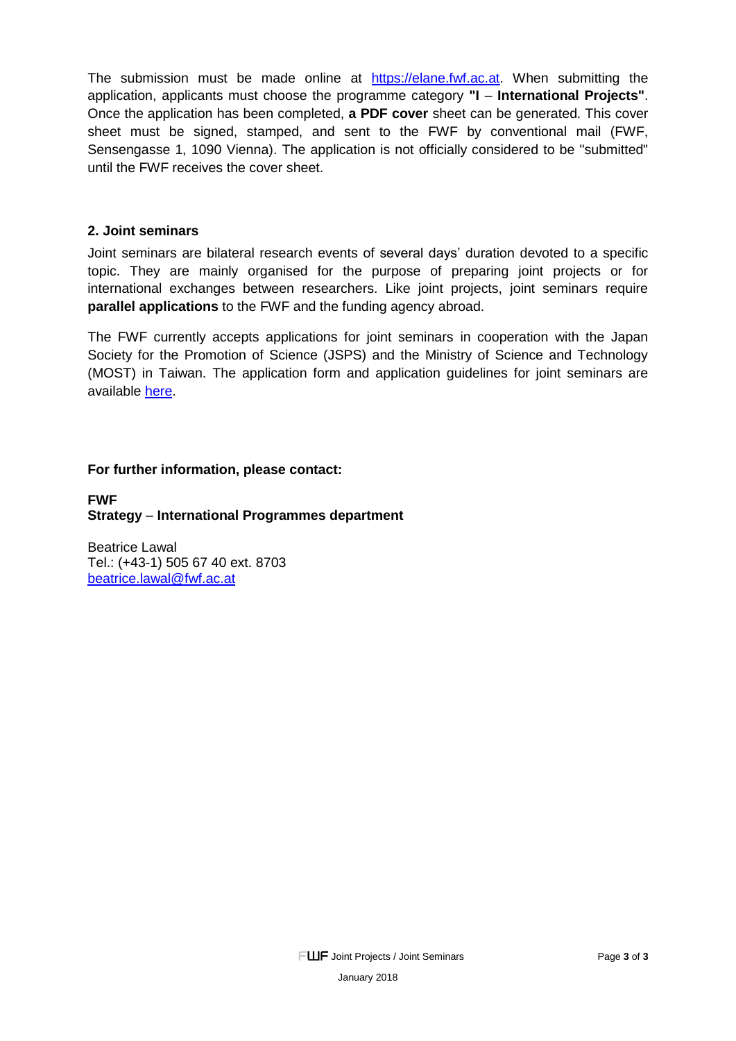The submission must be made online at [https://elane.fwf.ac.at](https://elane.fwf.ac.at). When submitting the application, applicants must choose the programme category **"I – International Projects"**. Once the application has been completed, **a PDF cover** sheet can be generated. This cover sheet must be signed, stamped, and sent to the FWF by conventional mail (FWF, Sensengasse 1, 1090 Vienna). The application is not officially considered to be "submitted" until the FWF receives the cover sheet.

## 2. Joint seminars

Joint seminars are bilateral research events of several days' duration devoted to a specific topic. They are mainly organised for the purpose of preparing joint projects or for international exchanges between researchers. Like joint projects, joint seminars require **parallel applications** to the FWF and the funding agency abroad.

The FWF currently accepts applications for joint seminars in cooperation with the Japan Society for the Promotion of Science (JSPS) and the Ministry of Science and Technology (MOST) in Taiwan. The application form and application guidelines for joint seminars are available here.

**For further information, please contact:**

**FWF**
**Strategy – International Programmes department**

Beatrice Lawal
Tel.: (+43-1) 505 67 40 ext. 8703
[beatrice.lawal@fwf.ac.at](mailto:beatrice.lawal@fwf.ac.at)